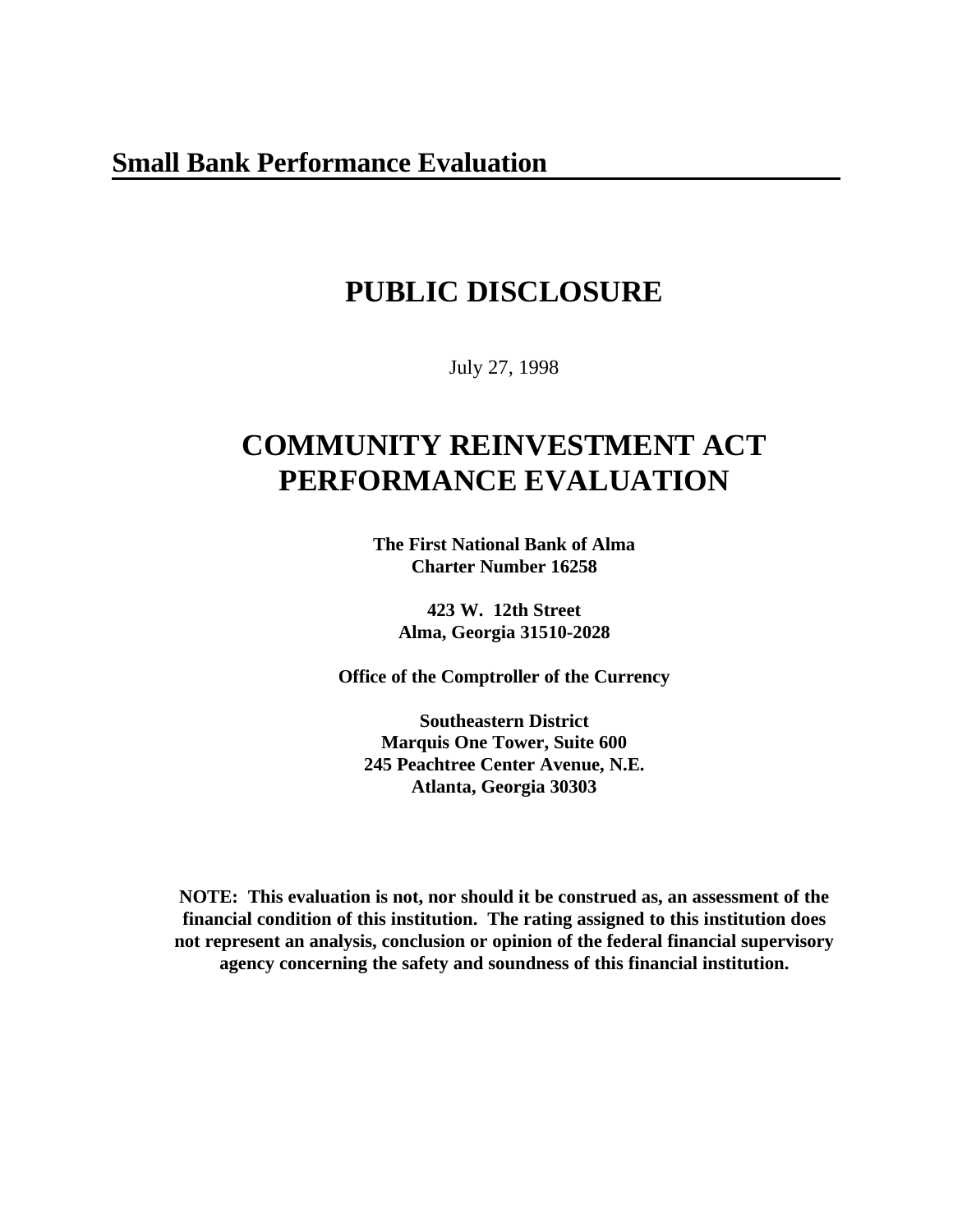## Small Bank Performance Evaluation

# PUBLIC DISCLOSURE

July 27, 1998

# COMMUNITY REINVESTMENT ACT PERFORMANCE EVALUATION

**The First National Bank of Alma**
**Charter Number 16258**

**423 W. 12th Street**
**Alma, Georgia 31510-2028**

**Office of the Comptroller of the Currency**

**Southeastern District**
**Marquis One Tower, Suite 600**
**245 Peachtree Center Avenue, N.E.**
**Atlanta, Georgia 30303**

**NOTE: This evaluation is not, nor should it be construed as, an assessment of the financial condition of this institution. The rating assigned to this institution does not represent an analysis, conclusion or opinion of the federal financial supervisory agency concerning the safety and soundness of this financial institution.**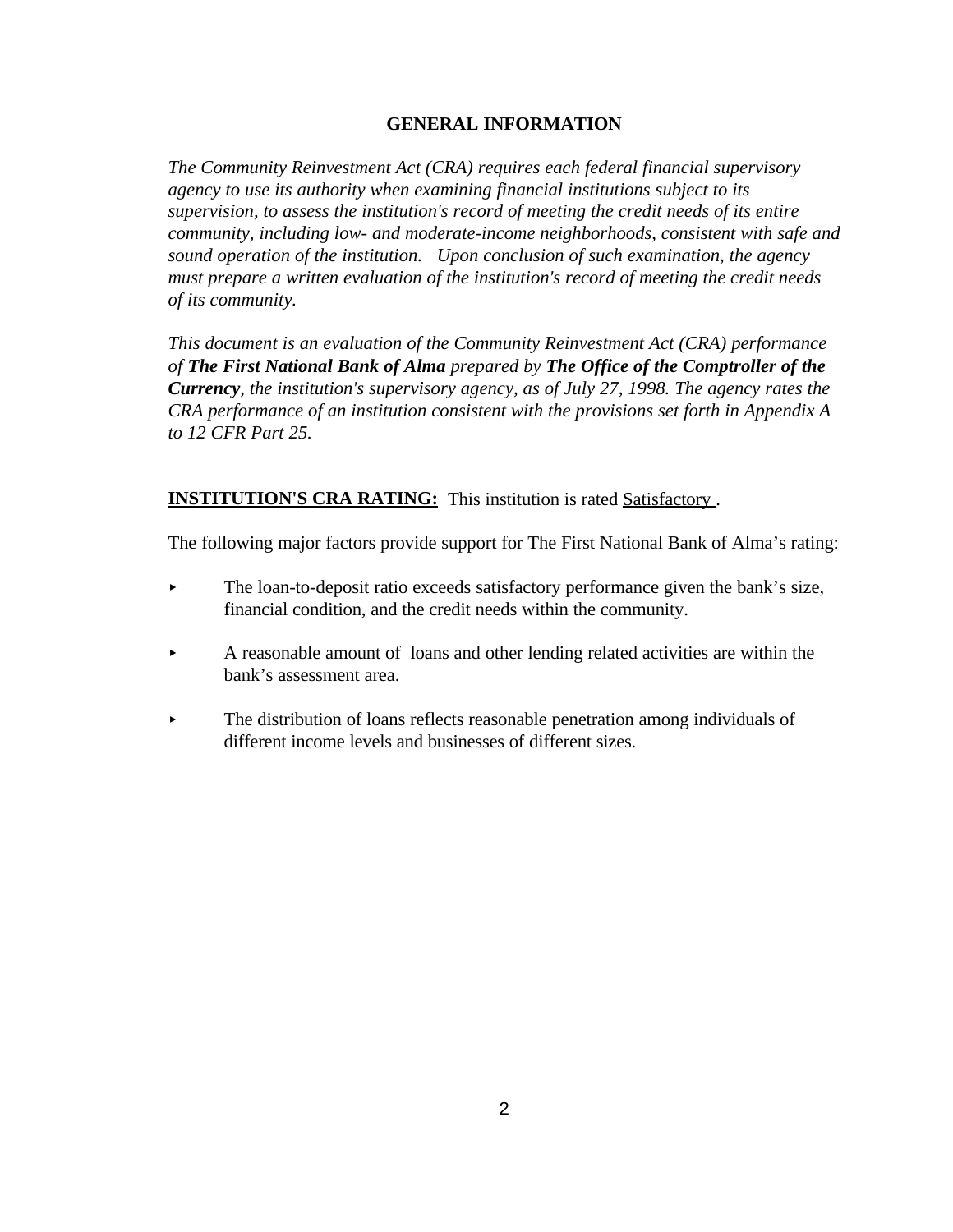## GENERAL INFORMATION

*The Community Reinvestment Act (CRA) requires each federal financial supervisory agency to use its authority when examining financial institutions subject to its supervision, to assess the institution's record of meeting the credit needs of its entire community, including low- and moderate-income neighborhoods, consistent with safe and sound operation of the institution. Upon conclusion of such examination, the agency must prepare a written evaluation of the institution's record of meeting the credit needs of its community.*

*This document is an evaluation of the Community Reinvestment Act (CRA) performance of **The First National Bank of Alma** prepared by **The Office of the Comptroller of the Currency**, the institution's supervisory agency, as of July 27, 1998. The agency rates the CRA performance of an institution consistent with the provisions set forth in Appendix A to 12 CFR Part 25.*

**INSTITUTION'S CRA RATING:** This institution is rated Satisfactory .

The following major factors provide support for The First National Bank of Alma's rating:

- The loan-to-deposit ratio exceeds satisfactory performance given the bank's size, financial condition, and the credit needs within the community.
- A reasonable amount of loans and other lending related activities are within the bank's assessment area.
- The distribution of loans reflects reasonable penetration among individuals of different income levels and businesses of different sizes.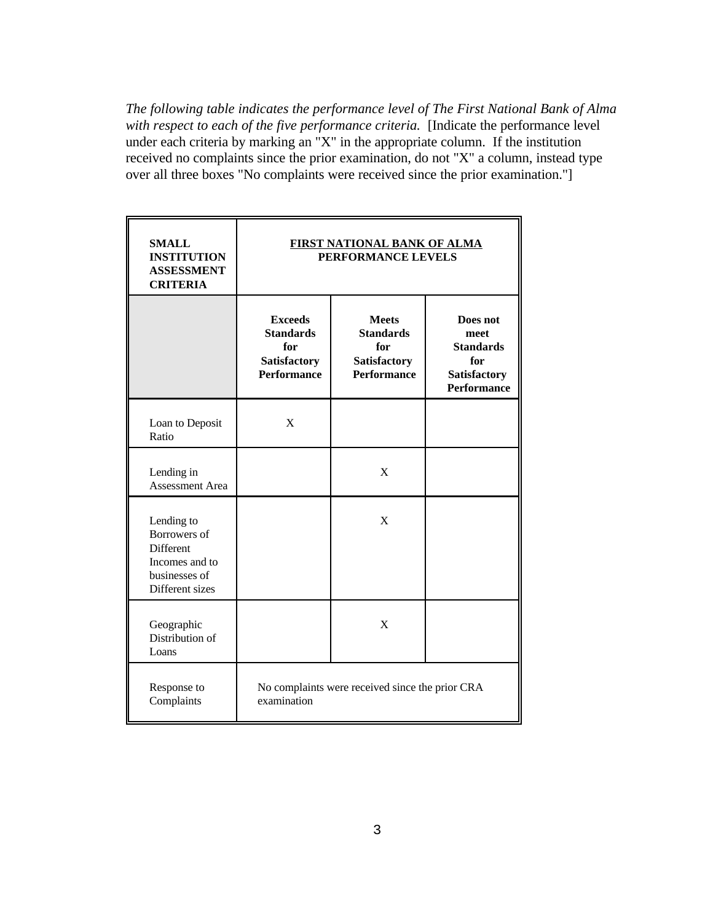*The following table indicates the performance level of The First National Bank of Alma with respect to each of the five performance criteria.* [Indicate the performance level under each criteria by marking an "X" in the appropriate column. If the institution received no complaints since the prior examination, do not "X" a column, instead type over all three boxes "No complaints were received since the prior examination."]

| **SMALL INSTITUTION ASSESSMENT CRITERIA** | **FIRST NATIONAL BANK OF ALMA PERFORMANCE LEVELS** | | |
|---|---|---|---|
| | **Exceeds Standards for Satisfactory Performance** | **Meets Standards for Satisfactory Performance** | **Does not meet Standards for Satisfactory Performance** |
| Loan to Deposit Ratio | X | | |
| Lending in Assessment Area | | X | |
| Lending to Borrowers of Different Incomes and to businesses of Different sizes | | X | |
| Geographic Distribution of Loans | | X | |
| Response to Complaints | No complaints were received since the prior CRA examination | | |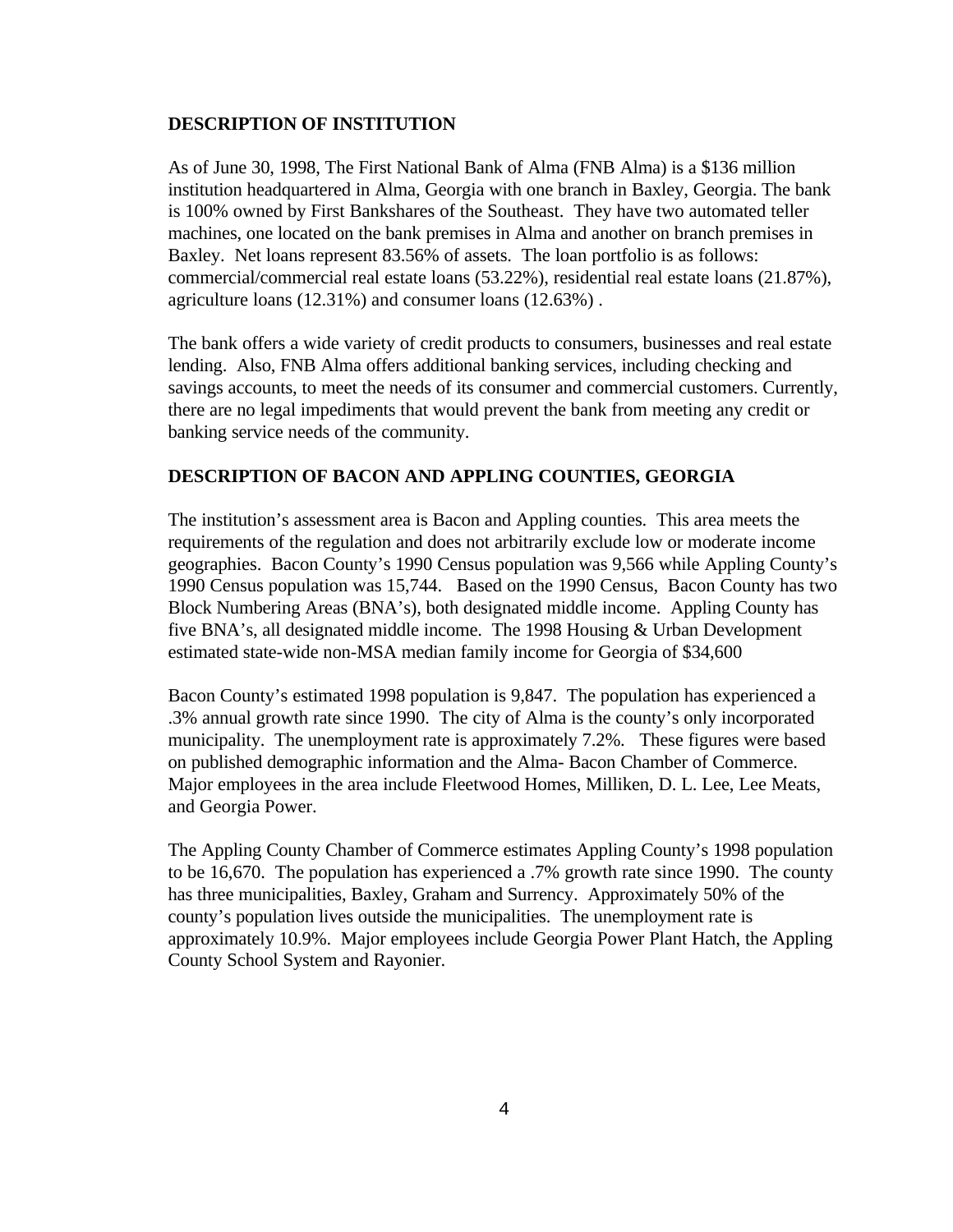## DESCRIPTION OF INSTITUTION

As of June 30, 1998, The First National Bank of Alma (FNB Alma) is a $136 million institution headquartered in Alma, Georgia with one branch in Baxley, Georgia. The bank is 100% owned by First Bankshares of the Southeast. They have two automated teller machines, one located on the bank premises in Alma and another on branch premises in Baxley. Net loans represent 83.56% of assets. The loan portfolio is as follows: commercial/commercial real estate loans (53.22%), residential real estate loans (21.87%), agriculture loans (12.31%) and consumer loans (12.63%) .

The bank offers a wide variety of credit products to consumers, businesses and real estate lending. Also, FNB Alma offers additional banking services, including checking and savings accounts, to meet the needs of its consumer and commercial customers. Currently, there are no legal impediments that would prevent the bank from meeting any credit or banking service needs of the community.

## DESCRIPTION OF BACON AND APPLING COUNTIES, GEORGIA

The institution's assessment area is Bacon and Appling counties. This area meets the requirements of the regulation and does not arbitrarily exclude low or moderate income geographies. Bacon County's 1990 Census population was 9,566 while Appling County's 1990 Census population was 15,744. Based on the 1990 Census, Bacon County has two Block Numbering Areas (BNA's), both designated middle income. Appling County has five BNA's, all designated middle income. The 1998 Housing & Urban Development estimated state-wide non-MSA median family income for Georgia of $34,600

Bacon County's estimated 1998 population is 9,847. The population has experienced a .3% annual growth rate since 1990. The city of Alma is the county's only incorporated municipality. The unemployment rate is approximately 7.2%. These figures were based on published demographic information and the Alma- Bacon Chamber of Commerce. Major employees in the area include Fleetwood Homes, Milliken, D. L. Lee, Lee Meats, and Georgia Power.

The Appling County Chamber of Commerce estimates Appling County's 1998 population to be 16,670. The population has experienced a .7% growth rate since 1990. The county has three municipalities, Baxley, Graham and Surrency. Approximately 50% of the county's population lives outside the municipalities. The unemployment rate is approximately 10.9%. Major employees include Georgia Power Plant Hatch, the Appling County School System and Rayonier.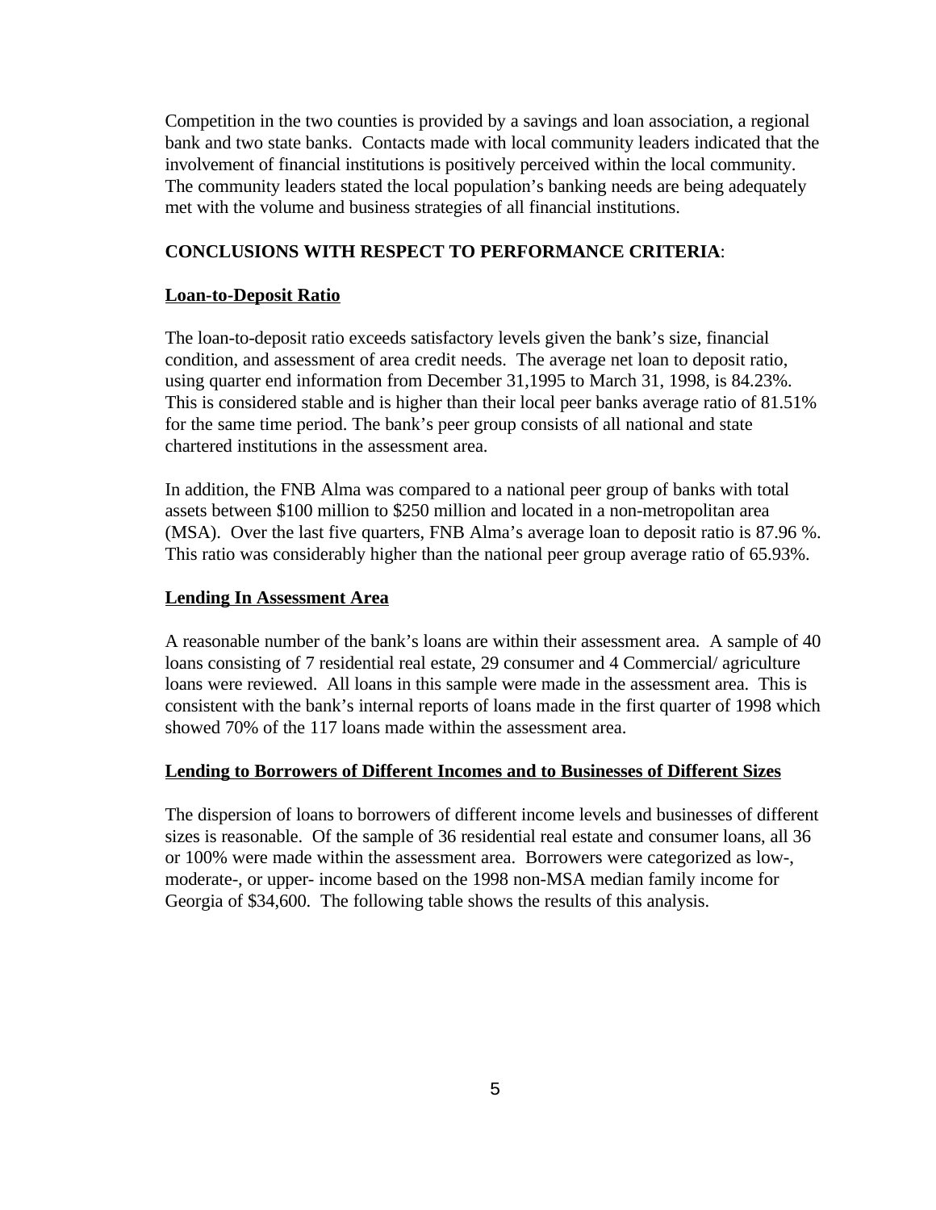Competition in the two counties is provided by a savings and loan association, a regional bank and two state banks. Contacts made with local community leaders indicated that the involvement of financial institutions is positively perceived within the local community. The community leaders stated the local population's banking needs are being adequately met with the volume and business strategies of all financial institutions.

**CONCLUSIONS WITH RESPECT TO PERFORMANCE CRITERIA**:

**Loan-to-Deposit Ratio**

The loan-to-deposit ratio exceeds satisfactory levels given the bank's size, financial condition, and assessment of area credit needs. The average net loan to deposit ratio, using quarter end information from December 31,1995 to March 31, 1998, is 84.23%. This is considered stable and is higher than their local peer banks average ratio of 81.51% for the same time period. The bank's peer group consists of all national and state chartered institutions in the assessment area.

In addition, the FNB Alma was compared to a national peer group of banks with total assets between $100 million to $250 million and located in a non-metropolitan area (MSA). Over the last five quarters, FNB Alma's average loan to deposit ratio is 87.96 %. This ratio was considerably higher than the national peer group average ratio of 65.93%.

**Lending In Assessment Area**

A reasonable number of the bank's loans are within their assessment area. A sample of 40 loans consisting of 7 residential real estate, 29 consumer and 4 Commercial/ agriculture loans were reviewed. All loans in this sample were made in the assessment area. This is consistent with the bank's internal reports of loans made in the first quarter of 1998 which showed 70% of the 117 loans made within the assessment area.

**Lending to Borrowers of Different Incomes and to Businesses of Different Sizes**

The dispersion of loans to borrowers of different income levels and businesses of different sizes is reasonable. Of the sample of 36 residential real estate and consumer loans, all 36 or 100% were made within the assessment area. Borrowers were categorized as low-, moderate-, or upper- income based on the 1998 non-MSA median family income for Georgia of $34,600. The following table shows the results of this analysis.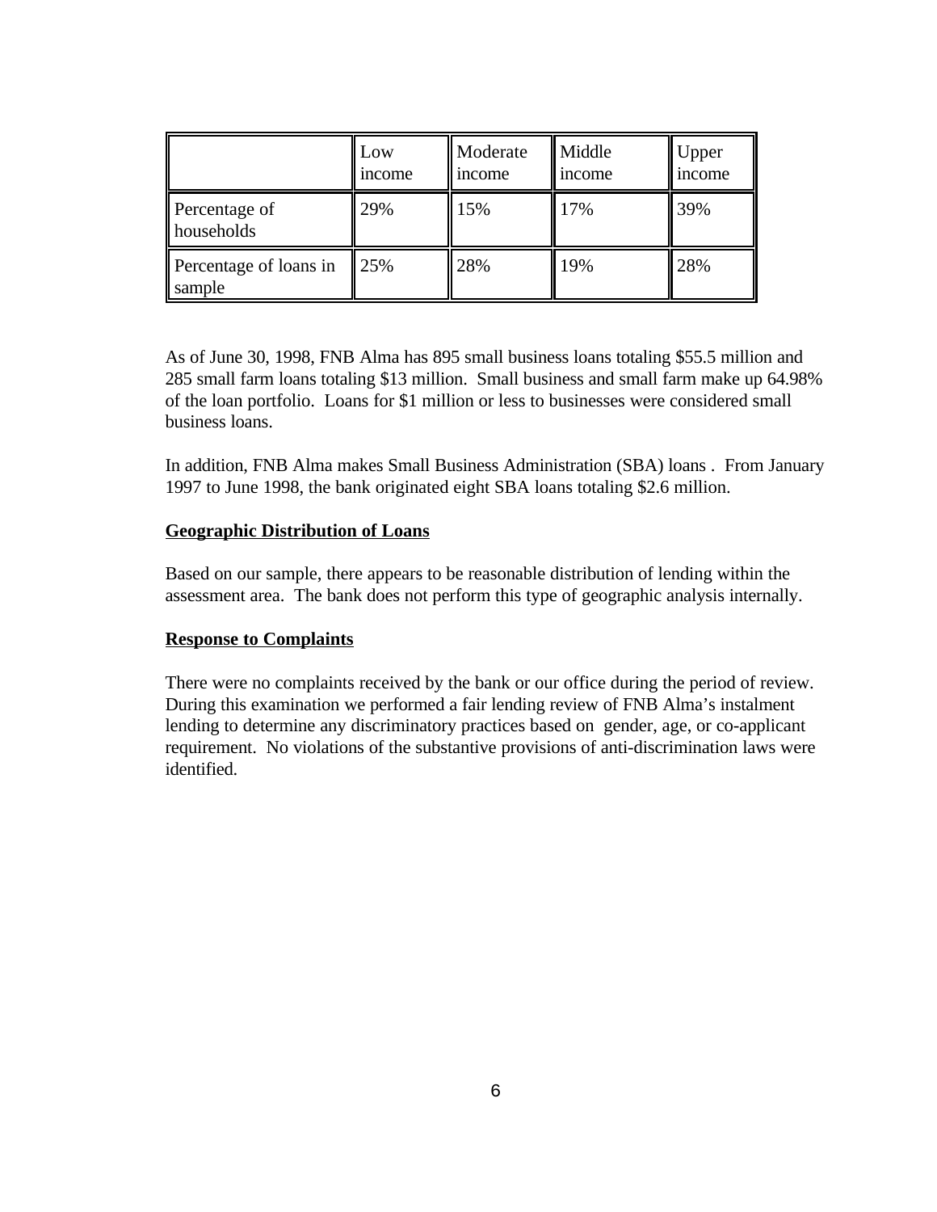| | Low income | Moderate income | Middle income | Upper income |
|---|---|---|---|---|
| Percentage of households | 29% | 15% | 17% | 39% |
| Percentage of loans in sample | 25% | 28% | 19% | 28% |

As of June 30, 1998, FNB Alma has 895 small business loans totaling $55.5 million and 285 small farm loans totaling $13 million. Small business and small farm make up 64.98% of the loan portfolio. Loans for $1 million or less to businesses were considered small business loans.

In addition, FNB Alma makes Small Business Administration (SBA) loans . From January 1997 to June 1998, the bank originated eight SBA loans totaling $2.6 million.

**Geographic Distribution of Loans**

Based on our sample, there appears to be reasonable distribution of lending within the assessment area. The bank does not perform this type of geographic analysis internally.

**Response to Complaints**

There were no complaints received by the bank or our office during the period of review. During this examination we performed a fair lending review of FNB Alma's instalment lending to determine any discriminatory practices based on gender, age, or co-applicant requirement. No violations of the substantive provisions of anti-discrimination laws were identified.